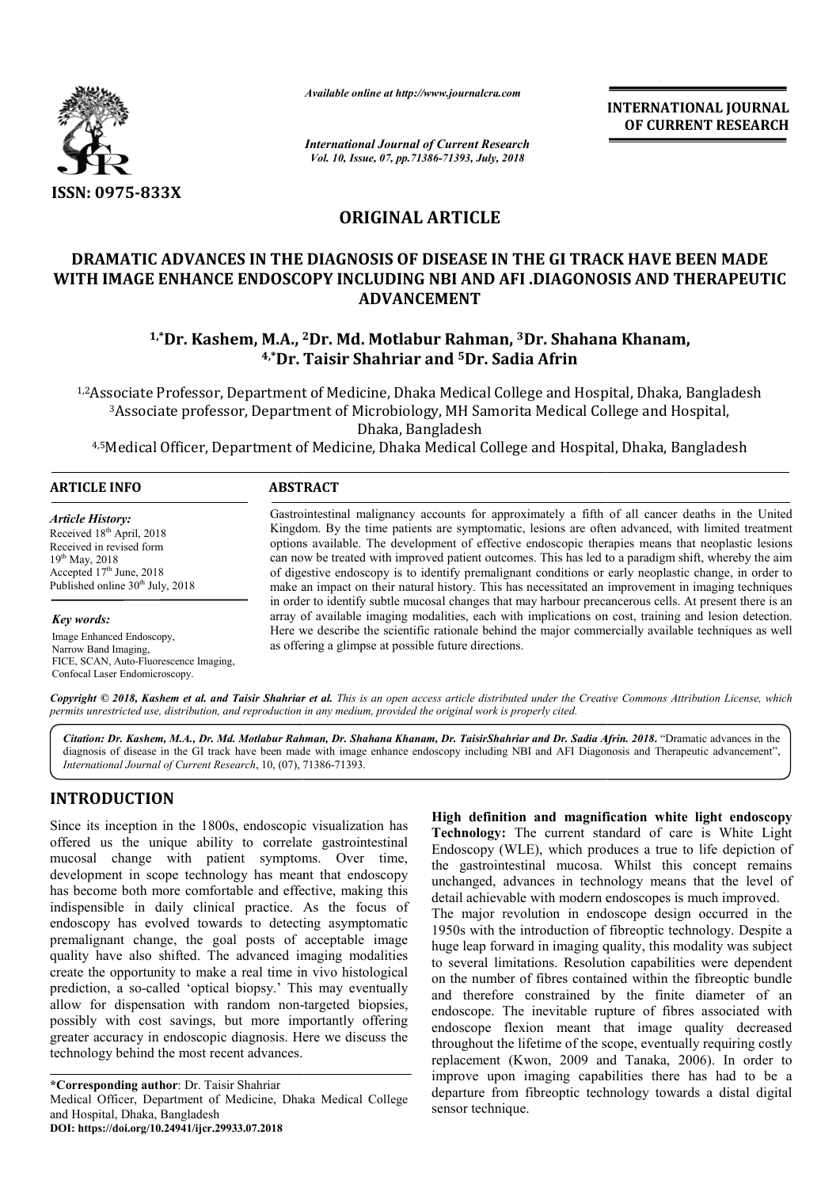*Available online at http://www.journalcra.com*

*International Journal of Current Research*
*Vol. 10, Issue, 07, pp.71386-71393, July, 2018*

**INTERNATIONAL JOURNAL OF CURRENT RESEARCH**

ISSN: 0975-833X

## ORIGINAL ARTICLE

# DRAMATIC ADVANCES IN THE DIAGNOSIS OF DISEASE IN THE GI TRACK HAVE BEEN MADE WITH IMAGE ENHANCE ENDOSCOPY INCLUDING NBI AND AFI .DIAGONOSIS AND THERAPEUTIC ADVANCEMENT

**[1,*]Dr. Kashem, M.A., [2]Dr. Md. Motlabur Rahman, [3]Dr. Shahana Khanam, [4,*]Dr. Taisir Shahriar and [5]Dr. Sadia Afrin**

[1,2]Associate Professor, Department of Medicine, Dhaka Medical College and Hospital, Dhaka, Bangladesh
[3]Associate professor, Department of Microbiology, MH Samorita Medical College and Hospital, Dhaka, Bangladesh
[4,5]Medical Officer, Department of Medicine, Dhaka Medical College and Hospital, Dhaka, Bangladesh

**ARTICLE INFO**

*Article History:*
Received 18th April, 2018
Received in revised form 19th May, 2018
Accepted 17th June, 2018
Published online 30th July, 2018

*Key words:*
Image Enhanced Endoscopy, Narrow Band Imaging, FICE, SCAN, Auto-Fluorescence Imaging, Confocal Laser Endomicroscopy.

**ABSTRACT**

Gastrointestinal malignancy accounts for approximately a fifth of all cancer deaths in the United Kingdom. By the time patients are symptomatic, lesions are often advanced, with limited treatment options available. The development of effective endoscopic therapies means that neoplastic lesions can now be treated with improved patient outcomes. This has led to a paradigm shift, whereby the aim of digestive endoscopy is to identify premalignant conditions or early neoplastic change, in order to make an impact on their natural history. This has necessitated an improvement in imaging techniques in order to identify subtle mucosal changes that may harbour precancerous cells. At present there is an array of available imaging modalities, each with implications on cost, training and lesion detection. Here we describe the scientific rationale behind the major commercially available techniques as well as offering a glimpse at possible future directions.

*Copyright © 2018, Kashem et al. and Taisir Shahriar et al. This is an open access article distributed under the Creative Commons Attribution License, which permits unrestricted use, distribution, and reproduction in any medium, provided the original work is properly cited.*

*Citation: Dr. Kashem, M.A., Dr. Md. Motlabur Rahman, Dr. Shahana Khanam, Dr. TaisirShahriar and Dr. Sadia Afrin. 2018.* "Dramatic advances in the diagnosis of disease in the GI track have been made with image enhance endoscopy including NBI and AFI Diagonosis and Therapeutic advancement", *International Journal of Current Research*, 10, (07), 71386-71393.

## INTRODUCTION

Since its inception in the 1800s, endoscopic visualization has offered us the unique ability to correlate gastrointestinal mucosal change with patient symptoms. Over time, development in scope technology has meant that endoscopy has become both more comfortable and effective, making this indispensible in daily clinical practice. As the focus of endoscopy has evolved towards to detecting asymptomatic premalignant change, the goal posts of acceptable image quality have also shifted. The advanced imaging modalities create the opportunity to make a real time in vivo histological prediction, a so-called 'optical biopsy.' This may eventually allow for dispensation with random non-targeted biopsies, possibly with cost savings, but more importantly offering greater accuracy in endoscopic diagnosis. Here we discuss the technology behind the most recent advances.

**High definition and magnification white light endoscopy Technology:** The current standard of care is White Light Endoscopy (WLE), which produces a true to life depiction of the gastrointestinal mucosa. Whilst this concept remains unchanged, advances in technology means that the level of detail achievable with modern endoscopes is much improved.

The major revolution in endoscope design occurred in the 1950s with the introduction of fibreoptic technology. Despite a huge leap forward in imaging quality, this modality was subject to several limitations. Resolution capabilities were dependent on the number of fibres contained within the fibreoptic bundle and therefore constrained by the finite diameter of an endoscope. The inevitable rupture of fibres associated with endoscope flexion meant that image quality decreased throughout the lifetime of the scope, eventually requiring costly replacement (Kwon, 2009 and Tanaka, 2006). In order to improve upon imaging capabilities there has had to be a departure from fibreoptic technology towards a distal digital sensor technique.

**\*Corresponding author**: Dr. Taisir Shahriar
Medical Officer, Department of Medicine, Dhaka Medical College and Hospital, Dhaka, Bangladesh
**DOI: https://doi.org/10.24941/ijcr.29933.07.2018**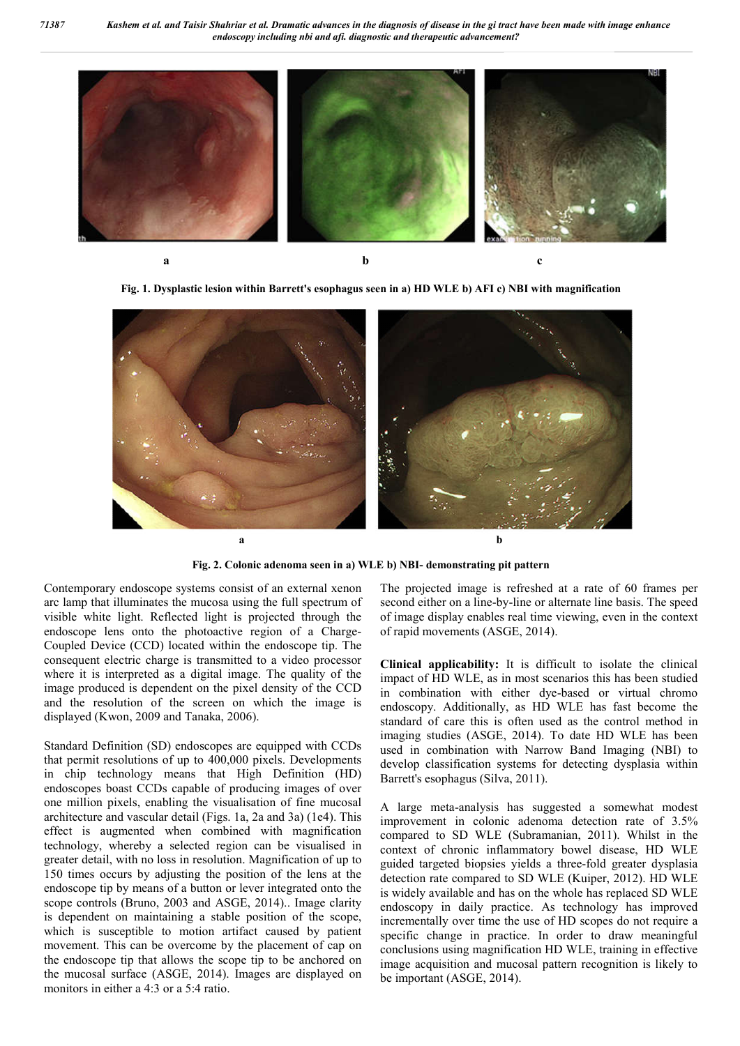Fig. 1. Dysplastic lesion within Barrett's esophagus seen in a) HD WLE b) AFI c) NBI with magnification

Fig. 2. Colonic adenoma seen in a) WLE b) NBI- demonstrating pit pattern

Contemporary endoscope systems consist of an external xenon arc lamp that illuminates the mucosa using the full spectrum of visible white light. Reflected light is projected through the endoscope lens onto the photoactive region of a Charge-Coupled Device (CCD) located within the endoscope tip. The consequent electric charge is transmitted to a video processor where it is interpreted as a digital image. The quality of the image produced is dependent on the pixel density of the CCD and the resolution of the screen on which the image is displayed (Kwon, 2009 and Tanaka, 2006).

Standard Definition (SD) endoscopes are equipped with CCDs that permit resolutions of up to 400,000 pixels. Developments in chip technology means that High Definition (HD) endoscopes boast CCDs capable of producing images of over one million pixels, enabling the visualisation of fine mucosal architecture and vascular detail (Figs. 1a, 2a and 3a) (1e4). This effect is augmented when combined with magnification technology, whereby a selected region can be visualised in greater detail, with no loss in resolution. Magnification of up to 150 times occurs by adjusting the position of the lens at the endoscope tip by means of a button or lever integrated onto the scope controls (Bruno, 2003 and ASGE, 2014).. Image clarity is dependent on maintaining a stable position of the scope, which is susceptible to motion artifact caused by patient movement. This can be overcome by the placement of cap on the endoscope tip that allows the scope tip to be anchored on the mucosal surface (ASGE, 2014). Images are displayed on monitors in either a 4:3 or a 5:4 ratio.

The projected image is refreshed at a rate of 60 frames per second either on a line-by-line or alternate line basis. The speed of image display enables real time viewing, even in the context of rapid movements (ASGE, 2014).

**Clinical applicability:** It is difficult to isolate the clinical impact of HD WLE, as in most scenarios this has been studied in combination with either dye-based or virtual chromo endoscopy. Additionally, as HD WLE has fast become the standard of care this is often used as the control method in imaging studies (ASGE, 2014). To date HD WLE has been used in combination with Narrow Band Imaging (NBI) to develop classification systems for detecting dysplasia within Barrett's esophagus (Silva, 2011).

A large meta-analysis has suggested a somewhat modest improvement in colonic adenoma detection rate of 3.5% compared to SD WLE (Subramanian, 2011). Whilst in the context of chronic inflammatory bowel disease, HD WLE guided targeted biopsies yields a three-fold greater dysplasia detection rate compared to SD WLE (Kuiper, 2012). HD WLE is widely available and has on the whole has replaced SD WLE endoscopy in daily practice. As technology has improved incrementally over time the use of HD scopes do not require a specific change in practice. In order to draw meaningful conclusions using magnification HD WLE, training in effective image acquisition and mucosal pattern recognition is likely to be important (ASGE, 2014).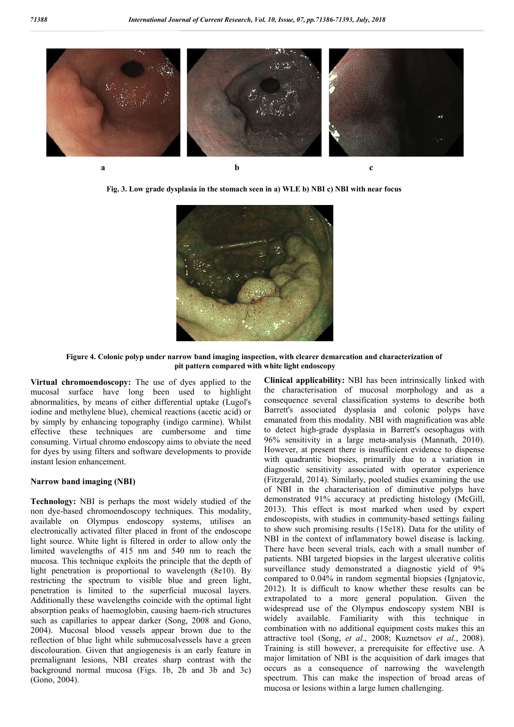a b c

**Fig. 3. Low grade dysplasia in the stomach seen in a) WLE b) NBI c) NBI with near focus**

**Figure 4. Colonic polyp under narrow band imaging inspection, with clearer demarcation and characterization of pit pattern compared with white light endoscopy**

**Virtual chromoendoscopy:** The use of dyes applied to the mucosal surface have long been used to highlight abnormalities, by means of either differential uptake (Lugol's iodine and methylene blue), chemical reactions (acetic acid) or by simply by enhancing topography (indigo carmine). Whilst effective these techniques are cumbersome and time consuming. Virtual chromo endoscopy aims to obviate the need for dyes by using filters and software developments to provide instant lesion enhancement.

### Narrow band imaging (NBI)

**Technology:** NBI is perhaps the most widely studied of the non dye-based chromoendoscopy techniques. This modality, available on Olympus endoscopy systems, utilises an electronically activated filter placed in front of the endoscope light source. White light is filtered in order to allow only the limited wavelengths of 415 nm and 540 nm to reach the mucosa. This technique exploits the principle that the depth of light penetration is proportional to wavelength (8e10). By restricting the spectrum to visible blue and green light, penetration is limited to the superficial mucosal layers. Additionally these wavelengths coincide with the optimal light absorption peaks of haemoglobin, causing haem-rich structures such as capillaries to appear darker (Song, 2008 and Gono, 2004). Mucosal blood vessels appear brown due to the reflection of blue light while submucosalvessels have a green discolouration. Given that angiogenesis is an early feature in premalignant lesions, NBI creates sharp contrast with the background normal mucosa (Figs. 1b, 2b and 3b and 3c) (Gono, 2004).

**Clinical applicability:** NBI has been intrinsically linked with the characterisation of mucosal morphology and as a consequence several classification systems to describe both Barrett's associated dysplasia and colonic polyps have emanated from this modality. NBI with magnification was able to detect high-grade dysplasia in Barrett's oesophagus with 96% sensitivity in a large meta-analysis (Mannath, 2010). However, at present there is insufficient evidence to dispense with quadrantic biopsies, primarily due to a variation in diagnostic sensitivity associated with operator experience (Fitzgerald, 2014). Similarly, pooled studies examining the use of NBI in the characterisation of diminutive polyps have demonstrated 91% accuracy at predicting histology (McGill, 2013). This effect is most marked when used by expert endoscopists, with studies in community-based settings failing to show such promising results (15e18). Data for the utility of NBI in the context of inflammatory bowel disease is lacking. There have been several trials, each with a small number of patients. NBI targeted biopsies in the largest ulcerative colitis surveillance study demonstrated a diagnostic yield of 9% compared to 0.04% in random segmental biopsies (Ignjatovic, 2012). It is difficult to know whether these results can be extrapolated to a more general population. Given the widespread use of the Olympus endoscopy system NBI is widely available. Familiarity with this technique in combination with no additional equipment costs makes this an attractive tool (Song, *et al*., 2008; Kuznetsov *et al*., 2008). Training is still however, a prerequisite for effective use. A major limitation of NBI is the acquisition of dark images that occurs as a consequence of narrowing the wavelength spectrum. This can make the inspection of broad areas of mucosa or lesions within a large lumen challenging.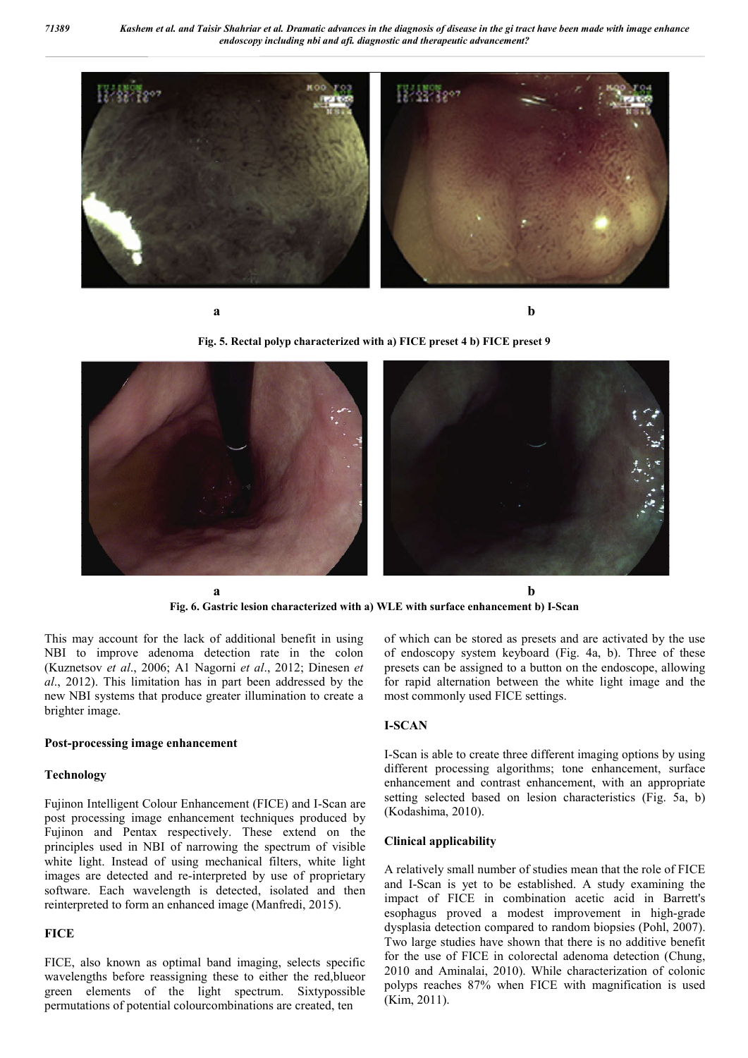a b

Fig. 5. Rectal polyp characterized with a) FICE preset 4 b) FICE preset 9

a b

Fig. 6. Gastric lesion characterized with a) WLE with surface enhancement b) I-Scan

This may account for the lack of additional benefit in using NBI to improve adenoma detection rate in the colon (Kuznetsov *et al*., 2006; A1 Nagorni *et al*., 2012; Dinesen *et al*., 2012). This limitation has in part been addressed by the new NBI systems that produce greater illumination to create a brighter image.

### Post-processing image enhancement

### Technology

Fujinon Intelligent Colour Enhancement (FICE) and I-Scan are post processing image enhancement techniques produced by Fujinon and Pentax respectively. These extend on the principles used in NBI of narrowing the spectrum of visible white light. Instead of using mechanical filters, white light images are detected and re-interpreted by use of proprietary software. Each wavelength is detected, isolated and then reinterpreted to form an enhanced image (Manfredi, 2015).

### FICE

FICE, also known as optimal band imaging, selects specific wavelengths before reassigning these to either the red,blueor green elements of the light spectrum. Sixtypossible permutations of potential colourcombinations are created, ten of which can be stored as presets and are activated by the use of endoscopy system keyboard (Fig. 4a, b). Three of these presets can be assigned to a button on the endoscope, allowing for rapid alternation between the white light image and the most commonly used FICE settings.

### I-SCAN

I-Scan is able to create three different imaging options by using different processing algorithms; tone enhancement, surface enhancement and contrast enhancement, with an appropriate setting selected based on lesion characteristics (Fig. 5a, b) (Kodashima, 2010).

### Clinical applicability

A relatively small number of studies mean that the role of FICE and I-Scan is yet to be established. A study examining the impact of FICE in combination acetic acid in Barrett's esophagus proved a modest improvement in high-grade dysplasia detection compared to random biopsies (Pohl, 2007). Two large studies have shown that there is no additive benefit for the use of FICE in colorectal adenoma detection (Chung, 2010 and Aminalai, 2010). While characterization of colonic polyps reaches 87% when FICE with magnification is used (Kim, 2011).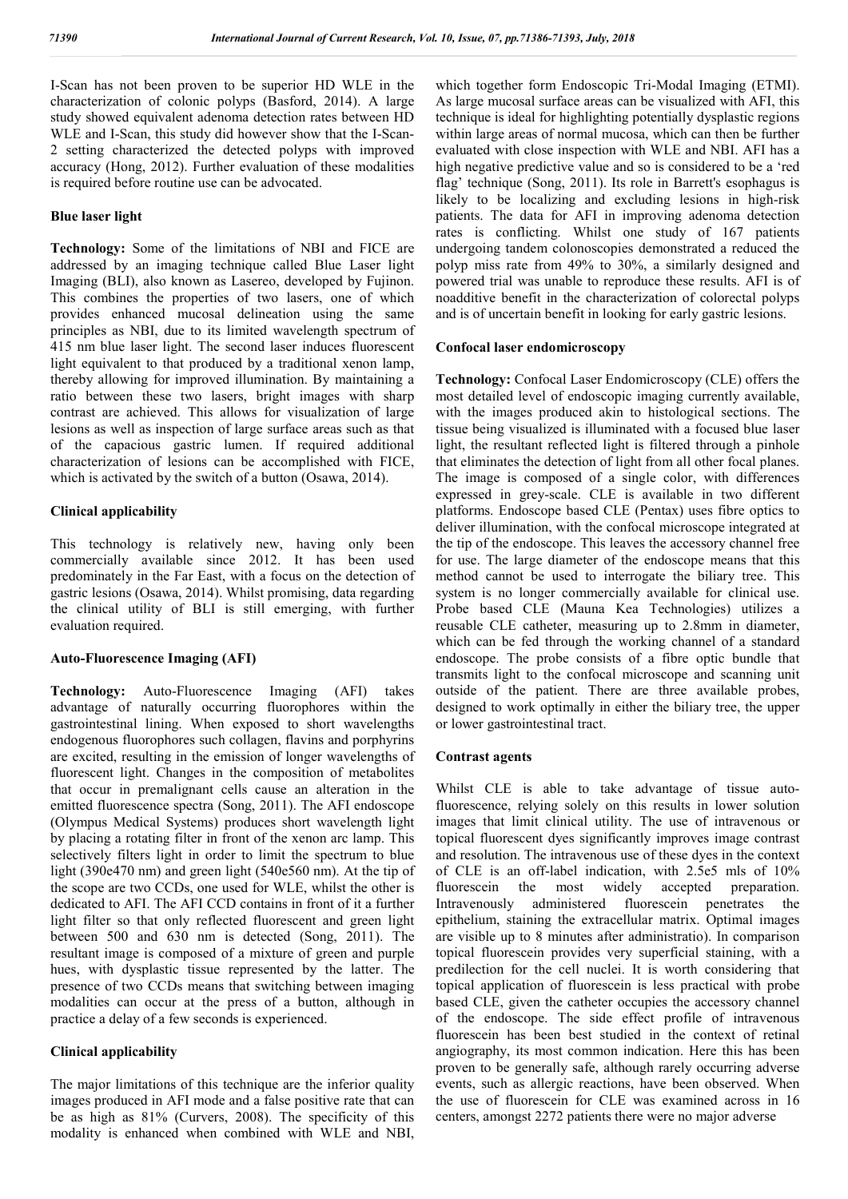I-Scan has not been proven to be superior HD WLE in the characterization of colonic polyps (Basford, 2014). A large study showed equivalent adenoma detection rates between HD WLE and I-Scan, this study did however show that the I-Scan-2 setting characterized the detected polyps with improved accuracy (Hong, 2012). Further evaluation of these modalities is required before routine use can be advocated.

### Blue laser light

**Technology:** Some of the limitations of NBI and FICE are addressed by an imaging technique called Blue Laser light Imaging (BLI), also known as Lasereo, developed by Fujinon. This combines the properties of two lasers, one of which provides enhanced mucosal delineation using the same principles as NBI, due to its limited wavelength spectrum of 415 nm blue laser light. The second laser induces fluorescent light equivalent to that produced by a traditional xenon lamp, thereby allowing for improved illumination. By maintaining a ratio between these two lasers, bright images with sharp contrast are achieved. This allows for visualization of large lesions as well as inspection of large surface areas such as that of the capacious gastric lumen. If required additional characterization of lesions can be accomplished with FICE, which is activated by the switch of a button (Osawa, 2014).

### Clinical applicability

This technology is relatively new, having only been commercially available since 2012. It has been used predominately in the Far East, with a focus on the detection of gastric lesions (Osawa, 2014). Whilst promising, data regarding the clinical utility of BLI is still emerging, with further evaluation required.

### Auto-Fluorescence Imaging (AFI)

**Technology:** Auto-Fluorescence Imaging (AFI) takes advantage of naturally occurring fluorophores within the gastrointestinal lining. When exposed to short wavelengths endogenous fluorophores such collagen, flavins and porphyrins are excited, resulting in the emission of longer wavelengths of fluorescent light. Changes in the composition of metabolites that occur in premalignant cells cause an alteration in the emitted fluorescence spectra (Song, 2011). The AFI endoscope (Olympus Medical Systems) produces short wavelength light by placing a rotating filter in front of the xenon arc lamp. This selectively filters light in order to limit the spectrum to blue light (390e470 nm) and green light (540e560 nm). At the tip of the scope are two CCDs, one used for WLE, whilst the other is dedicated to AFI. The AFI CCD contains in front of it a further light filter so that only reflected fluorescent and green light between 500 and 630 nm is detected (Song, 2011). The resultant image is composed of a mixture of green and purple hues, with dysplastic tissue represented by the latter. The presence of two CCDs means that switching between imaging modalities can occur at the press of a button, although in practice a delay of a few seconds is experienced.

### Clinical applicability

The major limitations of this technique are the inferior quality images produced in AFI mode and a false positive rate that can be as high as 81% (Curvers, 2008). The specificity of this modality is enhanced when combined with WLE and NBI, which together form Endoscopic Tri-Modal Imaging (ETMI). As large mucosal surface areas can be visualized with AFI, this technique is ideal for highlighting potentially dysplastic regions within large areas of normal mucosa, which can then be further evaluated with close inspection with WLE and NBI. AFI has a high negative predictive value and so is considered to be a 'red flag' technique (Song, 2011). Its role in Barrett's esophagus is likely to be localizing and excluding lesions in high-risk patients. The data for AFI in improving adenoma detection rates is conflicting. Whilst one study of 167 patients undergoing tandem colonoscopies demonstrated a reduced the polyp miss rate from 49% to 30%, a similarly designed and powered trial was unable to reproduce these results. AFI is of noadditive benefit in the characterization of colorectal polyps and is of uncertain benefit in looking for early gastric lesions.

### Confocal laser endomicroscopy

**Technology:** Confocal Laser Endomicroscopy (CLE) offers the most detailed level of endoscopic imaging currently available, with the images produced akin to histological sections. The tissue being visualized is illuminated with a focused blue laser light, the resultant reflected light is filtered through a pinhole that eliminates the detection of light from all other focal planes. The image is composed of a single color, with differences expressed in grey-scale. CLE is available in two different platforms. Endoscope based CLE (Pentax) uses fibre optics to deliver illumination, with the confocal microscope integrated at the tip of the endoscope. This leaves the accessory channel free for use. The large diameter of the endoscope means that this method cannot be used to interrogate the biliary tree. This system is no longer commercially available for clinical use. Probe based CLE (Mauna Kea Technologies) utilizes a reusable CLE catheter, measuring up to 2.8mm in diameter, which can be fed through the working channel of a standard endoscope. The probe consists of a fibre optic bundle that transmits light to the confocal microscope and scanning unit outside of the patient. There are three available probes, designed to work optimally in either the biliary tree, the upper or lower gastrointestinal tract.

### Contrast agents

Whilst CLE is able to take advantage of tissue auto-fluorescence, relying solely on this results in lower solution images that limit clinical utility. The use of intravenous or topical fluorescent dyes significantly improves image contrast and resolution. The intravenous use of these dyes in the context of CLE is an off-label indication, with 2.5e5 mls of 10% fluorescein the most widely accepted preparation. Intravenously administered fluorescein penetrates the epithelium, staining the extracellular matrix. Optimal images are visible up to 8 minutes after administratio). In comparison topical fluorescein provides very superficial staining, with a predilection for the cell nuclei. It is worth considering that topical application of fluorescein is less practical with probe based CLE, given the catheter occupies the accessory channel of the endoscope. The side effect profile of intravenous fluorescein has been best studied in the context of retinal angiography, its most common indication. Here this has been proven to be generally safe, although rarely occurring adverse events, such as allergic reactions, have been observed. When the use of fluorescein for CLE was examined across in 16 centers, amongst 2272 patients there were no major adverse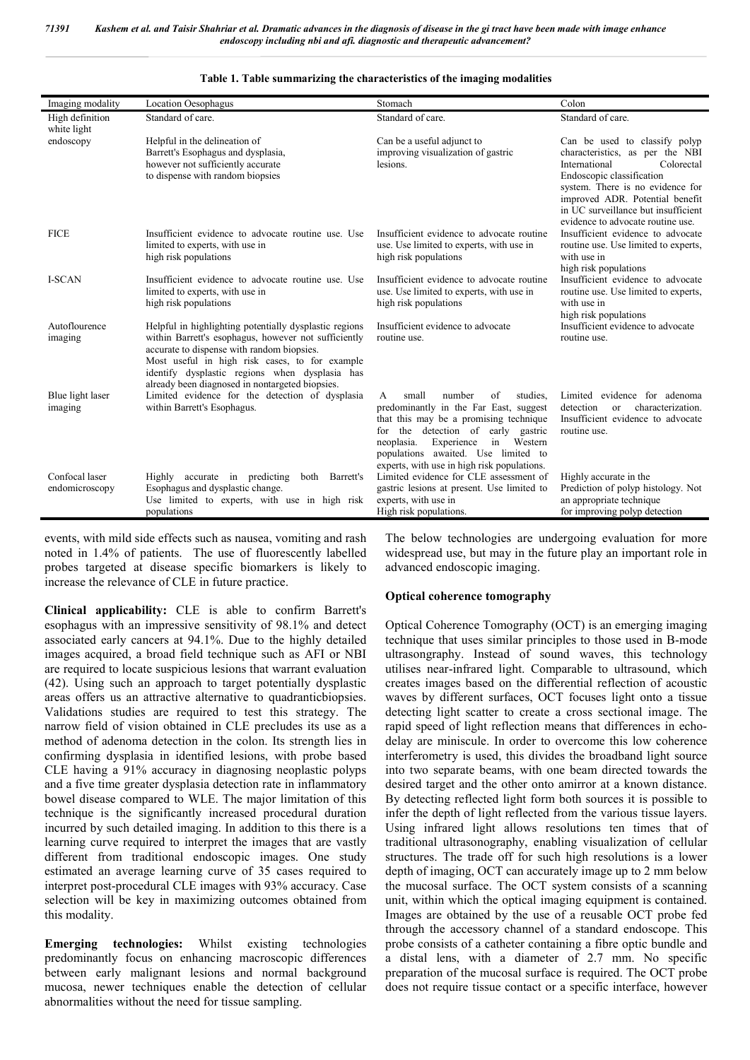**Table 1. Table summarizing the characteristics of the imaging modalities**

| Imaging modality | Location Oesophagus | Stomach | Colon |
|---|---|---|---|
| High definition white light endoscopy | Standard of care. Helpful in the delineation of Barrett's Esophagus and dysplasia, however not sufficiently accurate to dispense with random biopsies | Standard of care. Can be a useful adjunct to improving visualization of gastric lesions. | Standard of care. Can be used to classify polyp characteristics, as per the NBI International Colorectal Endoscopic classification system. There is no evidence for improved ADR. Potential benefit in UC surveillance but insufficient evidence to advocate routine use. |
| FICE | Insufficient evidence to advocate routine use. Use limited to experts, with use in high risk populations | Insufficient evidence to advocate routine use. Use limited to experts, with use in high risk populations | Insufficient evidence to advocate routine use. Use limited to experts, with use in high risk populations |
| I-SCAN | Insufficient evidence to advocate routine use. Use limited to experts, with use in high risk populations | Insufficient evidence to advocate routine use. Use limited to experts, with use in high risk populations | Insufficient evidence to advocate routine use. Use limited to experts, with use in high risk populations |
| Autoflourence imaging | Helpful in highlighting potentially dysplastic regions within Barrett's esophagus, however not sufficiently accurate to dispense with random biopsies. Most useful in high risk cases, to for example identify dysplastic regions when dysplasia has already been diagnosed in nontargeted biopsies. | Insufficient evidence to advocate routine use. | Insufficient evidence to advocate routine use. |
| Blue light laser imaging | Limited evidence for the detection of dysplasia within Barrett's Esophagus. | A small number of studies, predominantly in the Far East, suggest that this may be a promising technique for the detection of early gastric neoplasia. Experience in Western populations awaited. Use limited to experts, with use in high risk populations. | Limited evidence for adenoma detection or characterization. Insufficient evidence to advocate routine use. |
| Confocal laser endomicroscopy | Highly accurate in predicting both Barrett's Esophagus and dysplastic change. Use limited to experts, with use in high risk populations | Limited evidence for CLE assessment of gastric lesions at present. Use limited to experts, with use in High risk populations. | Highly accurate in the Prediction of polyp histology. Not an appropriate technique for improving polyp detection |

events, with mild side effects such as nausea, vomiting and rash noted in 1.4% of patients. The use of fluorescently labelled probes targeted at disease specific biomarkers is likely to increase the relevance of CLE in future practice.

**Clinical applicability:** CLE is able to confirm Barrett's esophagus with an impressive sensitivity of 98.1% and detect associated early cancers at 94.1%. Due to the highly detailed images acquired, a broad field technique such as AFI or NBI are required to locate suspicious lesions that warrant evaluation (42). Using such an approach to target potentially dysplastic areas offers us an attractive alternative to quadranticbiopsies. Validations studies are required to test this strategy. The narrow field of vision obtained in CLE precludes its use as a method of adenoma detection in the colon. Its strength lies in confirming dysplasia in identified lesions, with probe based CLE having a 91% accuracy in diagnosing neoplastic polyps and a five time greater dysplasia detection rate in inflammatory bowel disease compared to WLE. The major limitation of this technique is the significantly increased procedural duration incurred by such detailed imaging. In addition to this there is a learning curve required to interpret the images that are vastly different from traditional endoscopic images. One study estimated an average learning curve of 35 cases required to interpret post-procedural CLE images with 93% accuracy. Case selection will be key in maximizing outcomes obtained from this modality.

**Emerging technologies:** Whilst existing technologies predominantly focus on enhancing macroscopic differences between early malignant lesions and normal background mucosa, newer techniques enable the detection of cellular abnormalities without the need for tissue sampling.

The below technologies are undergoing evaluation for more widespread use, but may in the future play an important role in advanced endoscopic imaging.

**Optical coherence tomography**

Optical Coherence Tomography (OCT) is an emerging imaging technique that uses similar principles to those used in B-mode ultrasongraphy. Instead of sound waves, this technology utilises near-infrared light. Comparable to ultrasound, which creates images based on the differential reflection of acoustic waves by different surfaces, OCT focuses light onto a tissue detecting light scatter to create a cross sectional image. The rapid speed of light reflection means that differences in echo-delay are miniscule. In order to overcome this low coherence interferometry is used, this divides the broadband light source into two separate beams, with one beam directed towards the desired target and the other onto amirror at a known distance. By detecting reflected light form both sources it is possible to infer the depth of light reflected from the various tissue layers. Using infrared light allows resolutions ten times that of traditional ultrasonography, enabling visualization of cellular structures. The trade off for such high resolutions is a lower depth of imaging, OCT can accurately image up to 2 mm below the mucosal surface. The OCT system consists of a scanning unit, within which the optical imaging equipment is contained. Images are obtained by the use of a reusable OCT probe fed through the accessory channel of a standard endoscope. This probe consists of a catheter containing a fibre optic bundle and a distal lens, with a diameter of 2.7 mm. No specific preparation of the mucosal surface is required. The OCT probe does not require tissue contact or a specific interface, however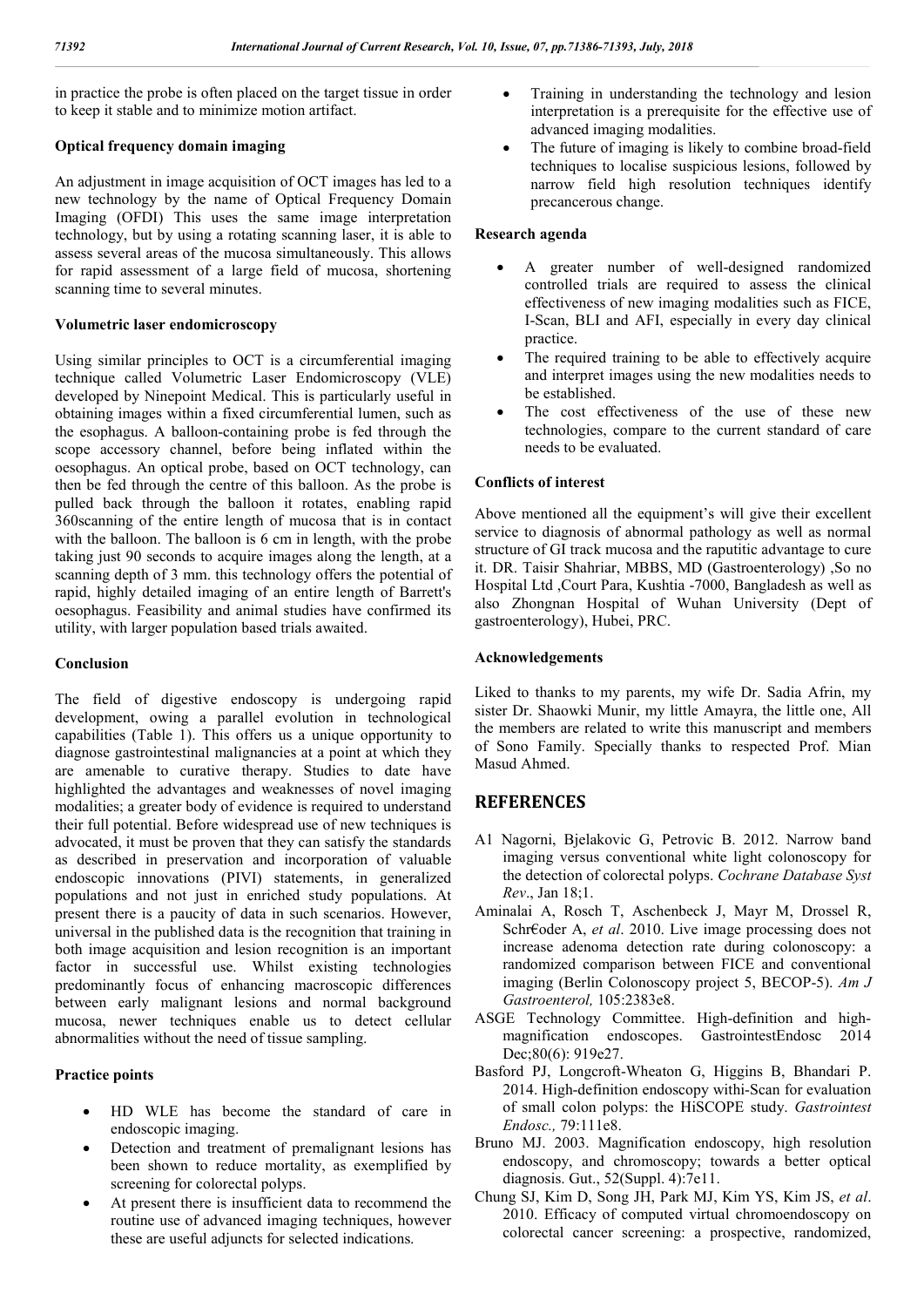in practice the probe is often placed on the target tissue in order to keep it stable and to minimize motion artifact.

### Optical frequency domain imaging

An adjustment in image acquisition of OCT images has led to a new technology by the name of Optical Frequency Domain Imaging (OFDI) This uses the same image interpretation technology, but by using a rotating scanning laser, it is able to assess several areas of the mucosa simultaneously. This allows for rapid assessment of a large field of mucosa, shortening scanning time to several minutes.

### Volumetric laser endomicroscopy

Using similar principles to OCT is a circumferential imaging technique called Volumetric Laser Endomicroscopy (VLE) developed by Ninepoint Medical. This is particularly useful in obtaining images within a fixed circumferential lumen, such as the esophagus. A balloon-containing probe is fed through the scope accessory channel, before being inflated within the oesophagus. An optical probe, based on OCT technology, can then be fed through the centre of this balloon. As the probe is pulled back through the balloon it rotates, enabling rapid 360scanning of the entire length of mucosa that is in contact with the balloon. The balloon is 6 cm in length, with the probe taking just 90 seconds to acquire images along the length, at a scanning depth of 3 mm. this technology offers the potential of rapid, highly detailed imaging of an entire length of Barrett's oesophagus. Feasibility and animal studies have confirmed its utility, with larger population based trials awaited.

### Conclusion

The field of digestive endoscopy is undergoing rapid development, owing a parallel evolution in technological capabilities (Table 1). This offers us a unique opportunity to diagnose gastrointestinal malignancies at a point at which they are amenable to curative therapy. Studies to date have highlighted the advantages and weaknesses of novel imaging modalities; a greater body of evidence is required to understand their full potential. Before widespread use of new techniques is advocated, it must be proven that they can satisfy the standards as described in preservation and incorporation of valuable endoscopic innovations (PIVI) statements, in generalized populations and not just in enriched study populations. At present there is a paucity of data in such scenarios. However, universal in the published data is the recognition that training in both image acquisition and lesion recognition is an important factor in successful use. Whilst existing technologies predominantly focus of enhancing macroscopic differences between early malignant lesions and normal background mucosa, newer techniques enable us to detect cellular abnormalities without the need of tissue sampling.

### Practice points

- HD WLE has become the standard of care in endoscopic imaging.
- Detection and treatment of premalignant lesions has been shown to reduce mortality, as exemplified by screening for colorectal polyps.
- At present there is insufficient data to recommend the routine use of advanced imaging techniques, however these are useful adjuncts for selected indications.
- Training in understanding the technology and lesion interpretation is a prerequisite for the effective use of advanced imaging modalities.
- The future of imaging is likely to combine broad-field techniques to localise suspicious lesions, followed by narrow field high resolution techniques identify precancerous change.

### Research agenda

- A greater number of well-designed randomized controlled trials are required to assess the clinical effectiveness of new imaging modalities such as FICE, I-Scan, BLI and AFI, especially in every day clinical practice.
- The required training to be able to effectively acquire and interpret images using the new modalities needs to be established.
- The cost effectiveness of the use of these new technologies, compare to the current standard of care needs to be evaluated.

### Conflicts of interest

Above mentioned all the equipment's will give their excellent service to diagnosis of abnormal pathology as well as normal structure of GI track mucosa and the raputitic advantage to cure it. DR. Taisir Shahriar, MBBS, MD (Gastroenterology) ,So no Hospital Ltd ,Court Para, Kushtia -7000, Bangladesh as well as also Zhongnan Hospital of Wuhan University (Dept of gastroenterology), Hubei, PRC.

### Acknowledgements

Liked to thanks to my parents, my wife Dr. Sadia Afrin, my sister Dr. Shaowki Munir, my little Amayra, the little one, All the members are related to write this manuscript and members of Sono Family. Specially thanks to respected Prof. Mian Masud Ahmed.

## REFERENCES

A1 Nagorni, Bjelakovic G, Petrovic B. 2012. Narrow band imaging versus conventional white light colonoscopy for the detection of colorectal polyps. *Cochrane Database Syst Rev*., Jan 18;1.

Aminalai A, Rosch T, Aschenbeck J, Mayr M, Drossel R, Schr€oder A, *et al*. 2010. Live image processing does not increase adenoma detection rate during colonoscopy: a randomized comparison between FICE and conventional imaging (Berlin Colonoscopy project 5, BECOP-5). *Am J Gastroenterol,* 105:2383e8.

ASGE Technology Committee. High-definition and high-magnification endoscopes. GastrointestEndosc 2014 Dec;80(6): 919e27.

Basford PJ, Longcroft-Wheaton G, Higgins B, Bhandari P. 2014. High-definition endoscopy withi-Scan for evaluation of small colon polyps: the HiSCOPE study. *Gastrointest Endosc.,* 79:111e8.

Bruno MJ. 2003. Magnification endoscopy, high resolution endoscopy, and chromoscopy; towards a better optical diagnosis. Gut., 52(Suppl. 4):7e11.

Chung SJ, Kim D, Song JH, Park MJ, Kim YS, Kim JS, *et al*. 2010. Efficacy of computed virtual chromoendoscopy on colorectal cancer screening: a prospective, randomized,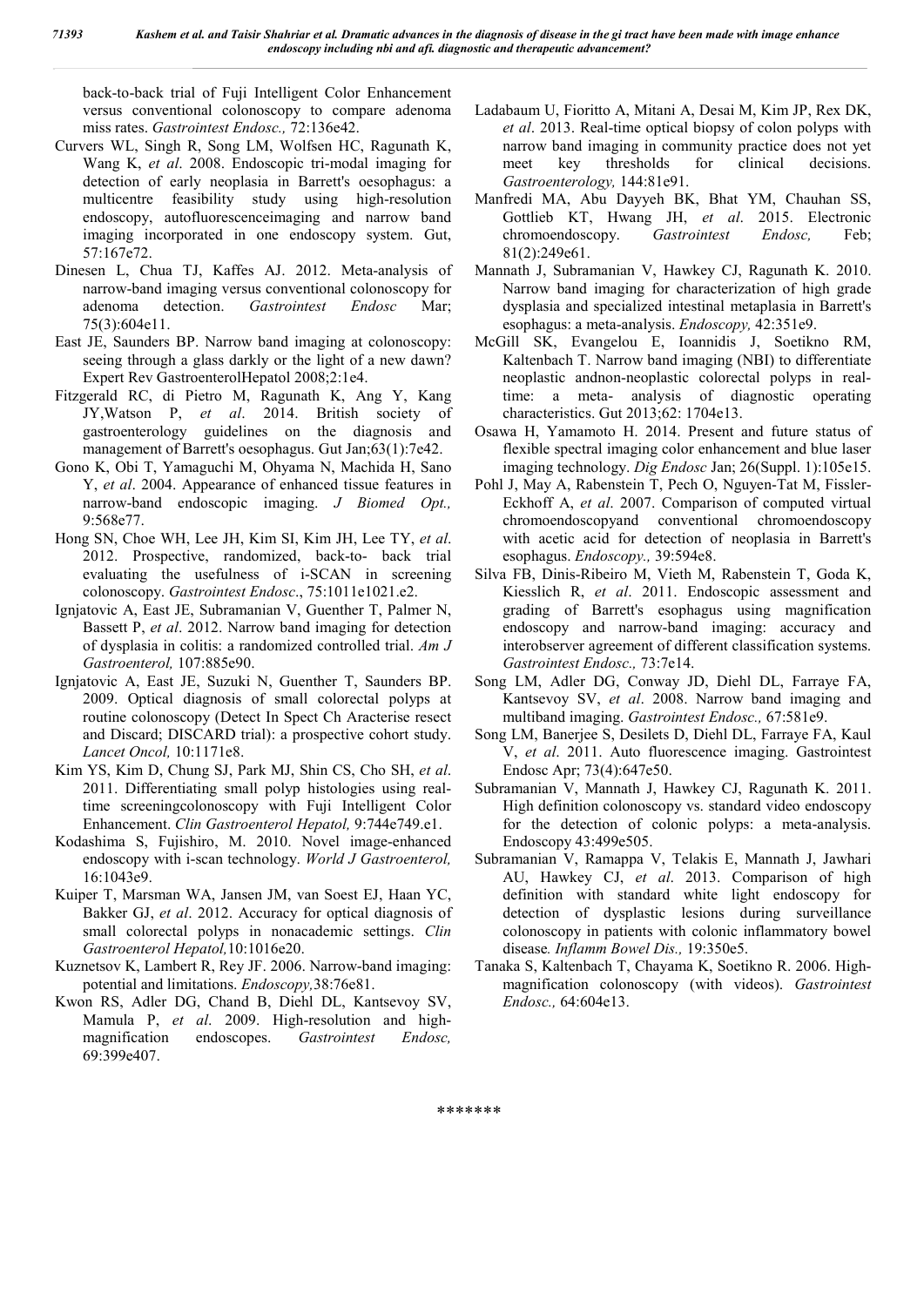back-to-back trial of Fuji Intelligent Color Enhancement versus conventional colonoscopy to compare adenoma miss rates. *Gastrointest Endosc.,* 72:136e42.

Curvers WL, Singh R, Song LM, Wolfsen HC, Ragunath K, Wang K, *et al*. 2008. Endoscopic tri-modal imaging for detection of early neoplasia in Barrett's oesophagus: a multicentre feasibility study using high-resolution endoscopy, autofluorescenceimaging and narrow band imaging incorporated in one endoscopy system. Gut, 57:167e72.

Dinesen L, Chua TJ, Kaffes AJ. 2012. Meta-analysis of narrow-band imaging versus conventional colonoscopy for adenoma detection. *Gastrointest Endosc* Mar; 75(3):604e11.

East JE, Saunders BP. Narrow band imaging at colonoscopy: seeing through a glass darkly or the light of a new dawn? Expert Rev GastroenterolHepatol 2008;2:1e4.

Fitzgerald RC, di Pietro M, Ragunath K, Ang Y, Kang JY,Watson P, *et al*. 2014. British society of gastroenterology guidelines on the diagnosis and management of Barrett's oesophagus. Gut Jan;63(1):7e42.

Gono K, Obi T, Yamaguchi M, Ohyama N, Machida H, Sano Y, *et al*. 2004. Appearance of enhanced tissue features in narrow-band endoscopic imaging. *J Biomed Opt.,* 9:568e77.

Hong SN, Choe WH, Lee JH, Kim SI, Kim JH, Lee TY, *et al*. 2012. Prospective, randomized, back-to- back trial evaluating the usefulness of i-SCAN in screening colonoscopy. *Gastrointest Endosc*., 75:1011e1021.e2.

Ignjatovic A, East JE, Subramanian V, Guenther T, Palmer N, Bassett P, *et al*. 2012. Narrow band imaging for detection of dysplasia in colitis: a randomized controlled trial. *Am J Gastroenterol,* 107:885e90.

Ignjatovic A, East JE, Suzuki N, Guenther T, Saunders BP. 2009. Optical diagnosis of small colorectal polyps at routine colonoscopy (Detect In Spect Ch Aracterise resect and Discard; DISCARD trial): a prospective cohort study. *Lancet Oncol,* 10:1171e8.

Kim YS, Kim D, Chung SJ, Park MJ, Shin CS, Cho SH, *et al*. 2011. Differentiating small polyp histologies using real-time screeningcolonoscopy with Fuji Intelligent Color Enhancement. *Clin Gastroenterol Hepatol,* 9:744e749.e1.

Kodashima S, Fujishiro, M. 2010. Novel image-enhanced endoscopy with i-scan technology. *World J Gastroenterol,* 16:1043e9.

Kuiper T, Marsman WA, Jansen JM, van Soest EJ, Haan YC, Bakker GJ, *et al*. 2012. Accuracy for optical diagnosis of small colorectal polyps in nonacademic settings. *Clin Gastroenterol Hepatol,*10:1016e20.

Kuznetsov K, Lambert R, Rey JF. 2006. Narrow-band imaging: potential and limitations. *Endoscopy,*38:76e81.

Kwon RS, Adler DG, Chand B, Diehl DL, Kantsevoy SV, Mamula P, *et al*. 2009. High-resolution and high-magnification endoscopes. *Gastrointest Endosc,* 69:399e407.

Ladabaum U, Fioritto A, Mitani A, Desai M, Kim JP, Rex DK, *et al*. 2013. Real-time optical biopsy of colon polyps with narrow band imaging in community practice does not yet meet key thresholds for clinical decisions. *Gastroenterology,* 144:81e91.

Manfredi MA, Abu Dayyeh BK, Bhat YM, Chauhan SS, Gottlieb KT, Hwang JH, *et al*. 2015. Electronic chromoendoscopy. *Gastrointest Endosc,* Feb; 81(2):249e61.

Mannath J, Subramanian V, Hawkey CJ, Ragunath K. 2010. Narrow band imaging for characterization of high grade dysplasia and specialized intestinal metaplasia in Barrett's esophagus: a meta-analysis. *Endoscopy,* 42:351e9.

McGill SK, Evangelou E, Ioannidis J, Soetikno RM, Kaltenbach T. Narrow band imaging (NBI) to differentiate neoplastic andnon-neoplastic colorectal polyps in real-time: a meta- analysis of diagnostic operating characteristics. Gut 2013;62: 1704e13.

Osawa H, Yamamoto H. 2014. Present and future status of flexible spectral imaging color enhancement and blue laser imaging technology. *Dig Endosc* Jan; 26(Suppl. 1):105e15.

Pohl J, May A, Rabenstein T, Pech O, Nguyen-Tat M, Fissler-Eckhoff A, *et al*. 2007. Comparison of computed virtual chromoendoscopyand conventional chromoendoscopy with acetic acid for detection of neoplasia in Barrett's esophagus. *Endoscopy.,* 39:594e8.

Silva FB, Dinis-Ribeiro M, Vieth M, Rabenstein T, Goda K, Kiesslich R, *et al*. 2011. Endoscopic assessment and grading of Barrett's esophagus using magnification endoscopy and narrow-band imaging: accuracy and interobserver agreement of different classification systems. *Gastrointest Endosc.,* 73:7e14.

Song LM, Adler DG, Conway JD, Diehl DL, Farraye FA, Kantsevoy SV, *et al*. 2008. Narrow band imaging and multiband imaging. *Gastrointest Endosc.,* 67:581e9.

Song LM, Banerjee S, Desilets D, Diehl DL, Farraye FA, Kaul V, *et al*. 2011. Auto fluorescence imaging. Gastrointest Endosc Apr; 73(4):647e50.

Subramanian V, Mannath J, Hawkey CJ, Ragunath K. 2011. High definition colonoscopy vs. standard video endoscopy for the detection of colonic polyps: a meta-analysis. Endoscopy 43:499e505.

Subramanian V, Ramappa V, Telakis E, Mannath J, Jawhari AU, Hawkey CJ, *et al*. 2013. Comparison of high definition with standard white light endoscopy for detection of dysplastic lesions during surveillance colonoscopy in patients with colonic inflammatory bowel disease*. Inflamm Bowel Dis.,* 19:350e5.

Tanaka S, Kaltenbach T, Chayama K, Soetikno R. 2006. High-magnification colonoscopy (with videos). *Gastrointest Endosc.,* 64:604e13.

*******